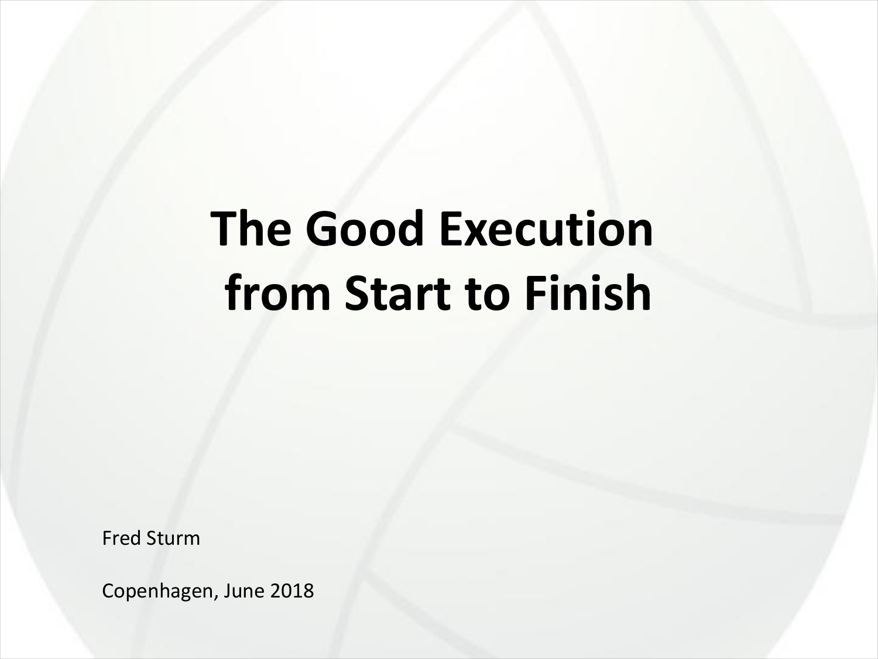# The Good Execution from Start to Finish

Fred Sturm

Copenhagen, June 2018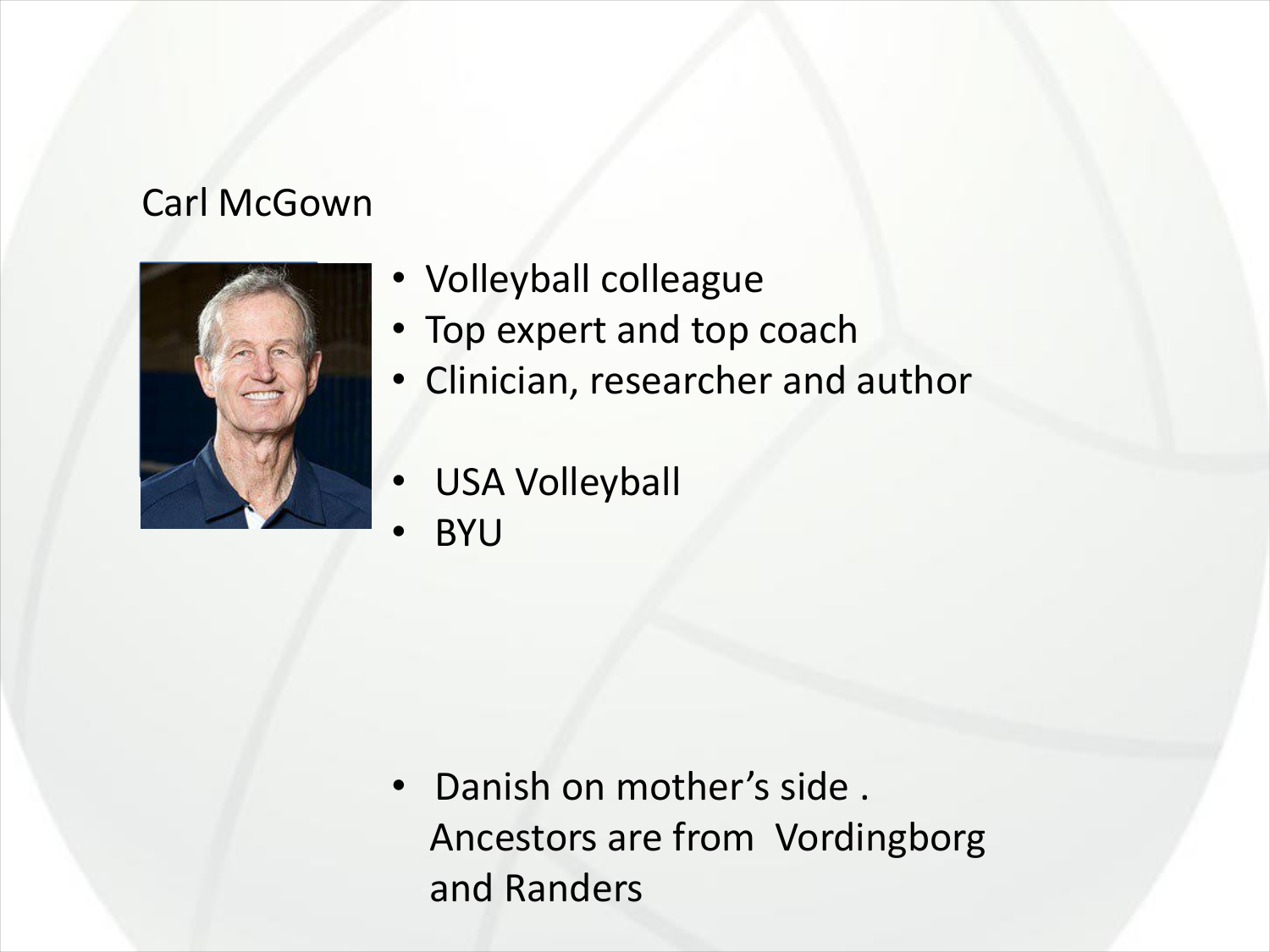## Carl McGown

- Volleyball colleague
- Top expert and top coach
- Clinician, researcher and author

- USA Volleyball
- BYU

- Danish on mother's side . Ancestors are from Vordingborg and Randers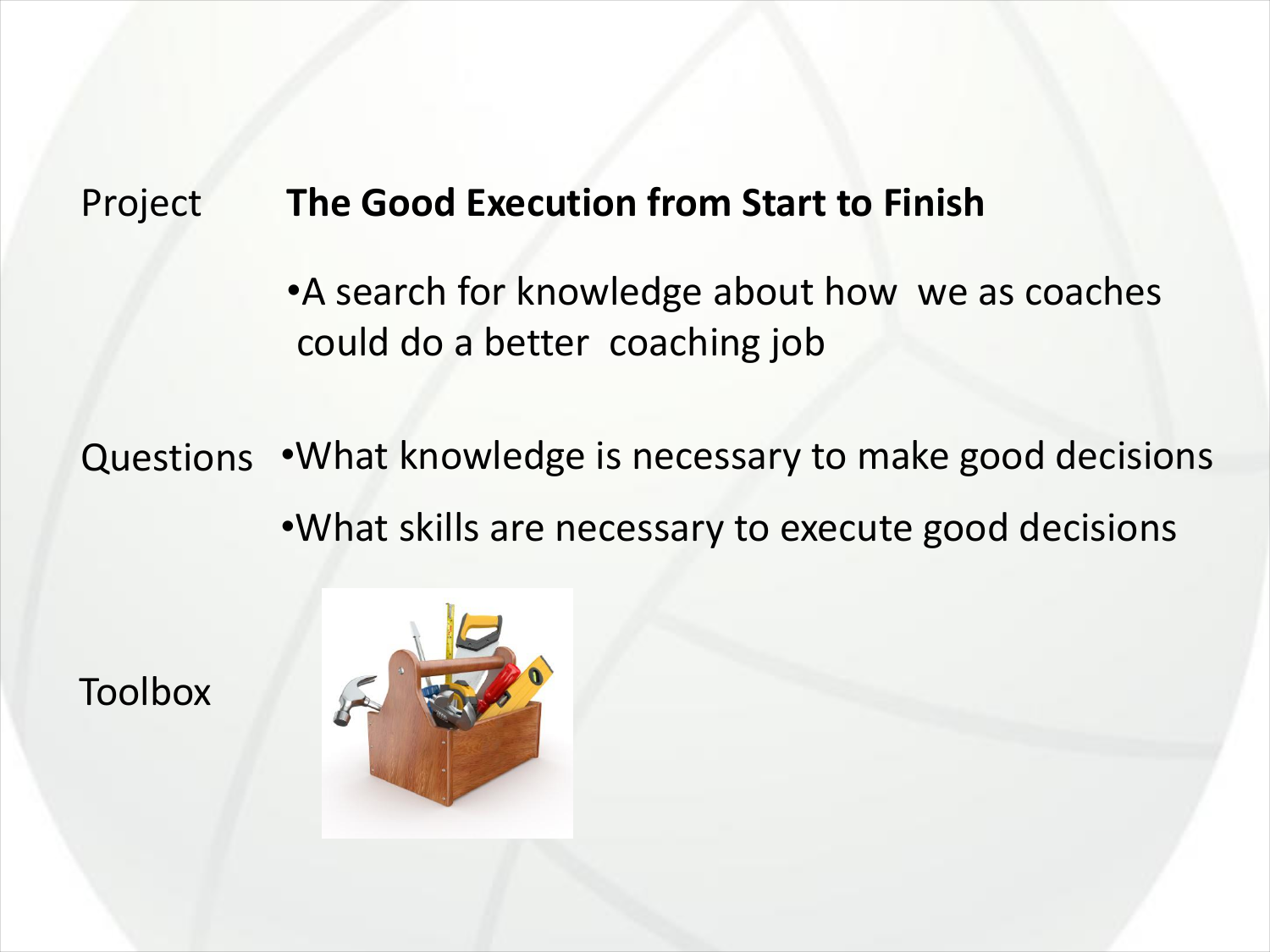Project **The Good Execution from Start to Finish**

- A search for knowledge about how we as coaches could do a better coaching job

Questions

- What knowledge is necessary to make good decisions
- What skills are necessary to execute good decisions

Toolbox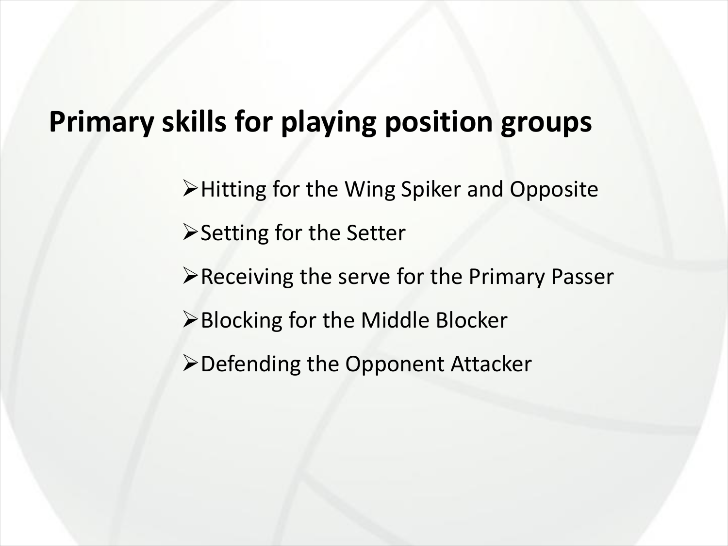## Primary skills for playing position groups

- Hitting for the Wing Spiker and Opposite
- Setting for the Setter
- Receiving the serve for the Primary Passer
- Blocking for the Middle Blocker
- Defending the Opponent Attacker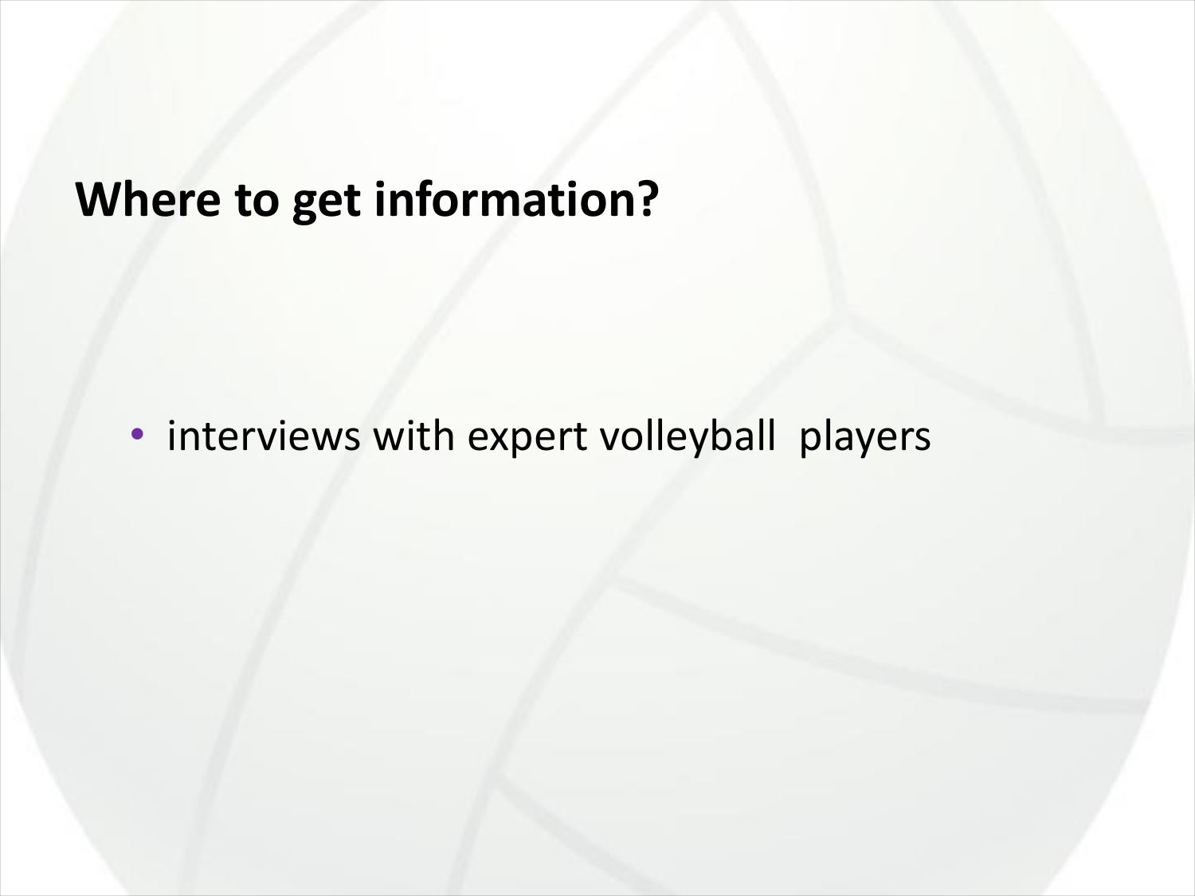## Where to get information?

- interviews with expert volleyball  players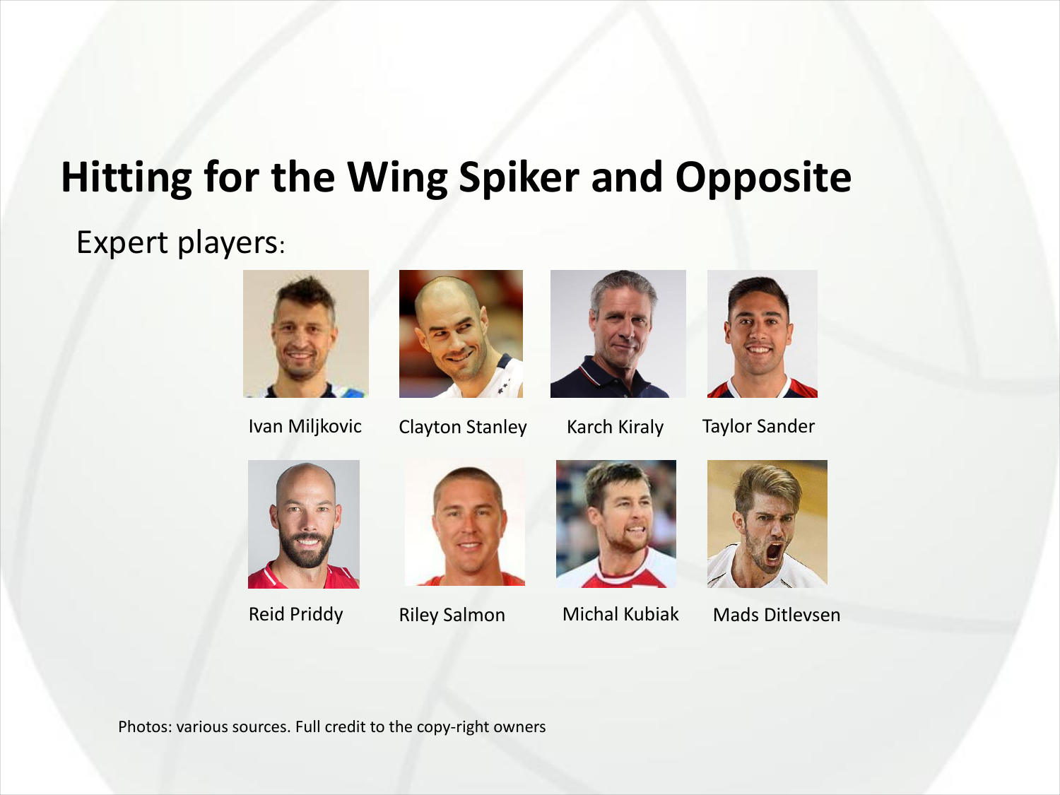# Hitting for the Wing Spiker and Opposite

Expert players:

Ivan Miljkovic

Clayton Stanley

Karch Kiraly

Taylor Sander

Reid Priddy

Riley Salmon

Michal Kubiak

Mads Ditlevsen

Photos: various sources. Full credit to the copy-right owners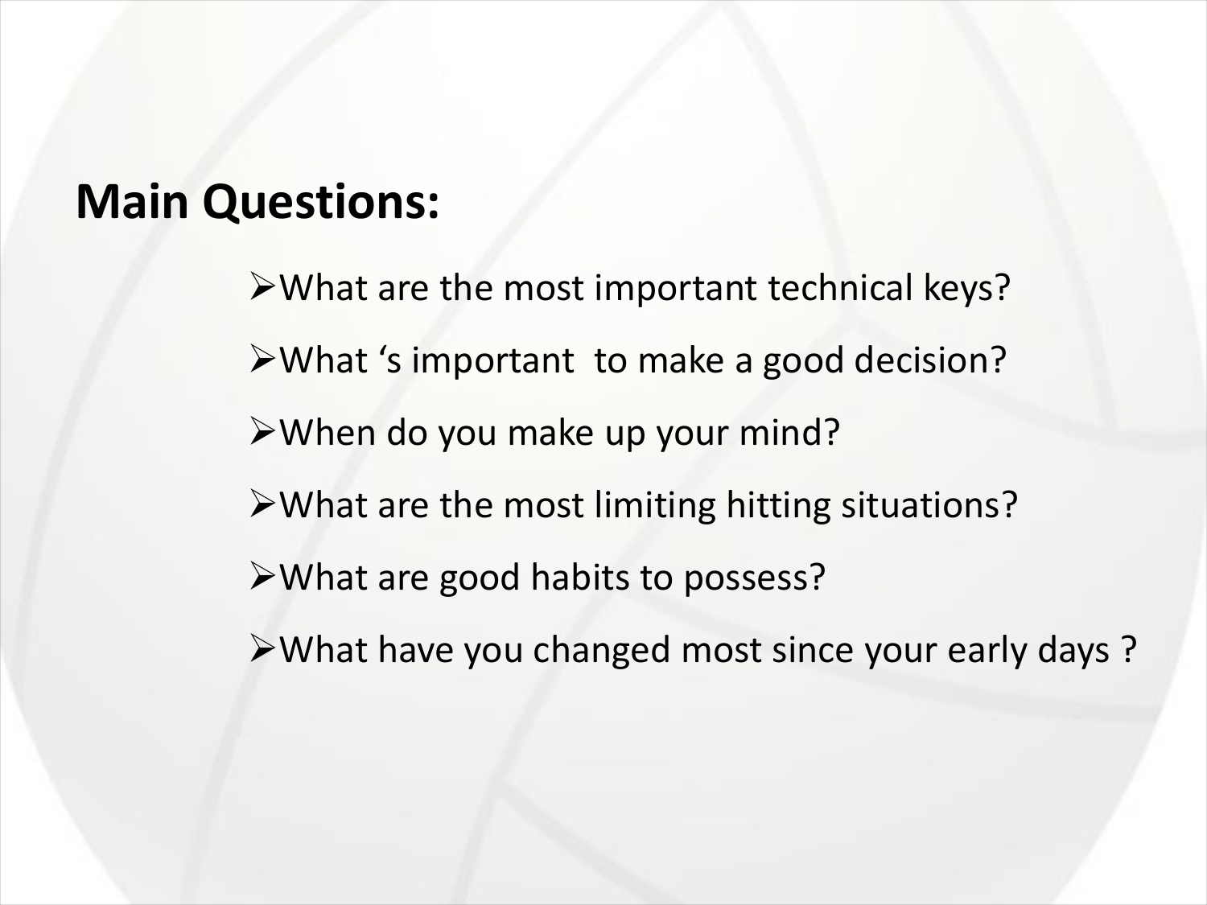## Main Questions:

- What are the most important technical keys?
- What 's important  to make a good decision?
- When do you make up your mind?
- What are the most limiting hitting situations?
- What are good habits to possess?
- What have you changed most since your early days ?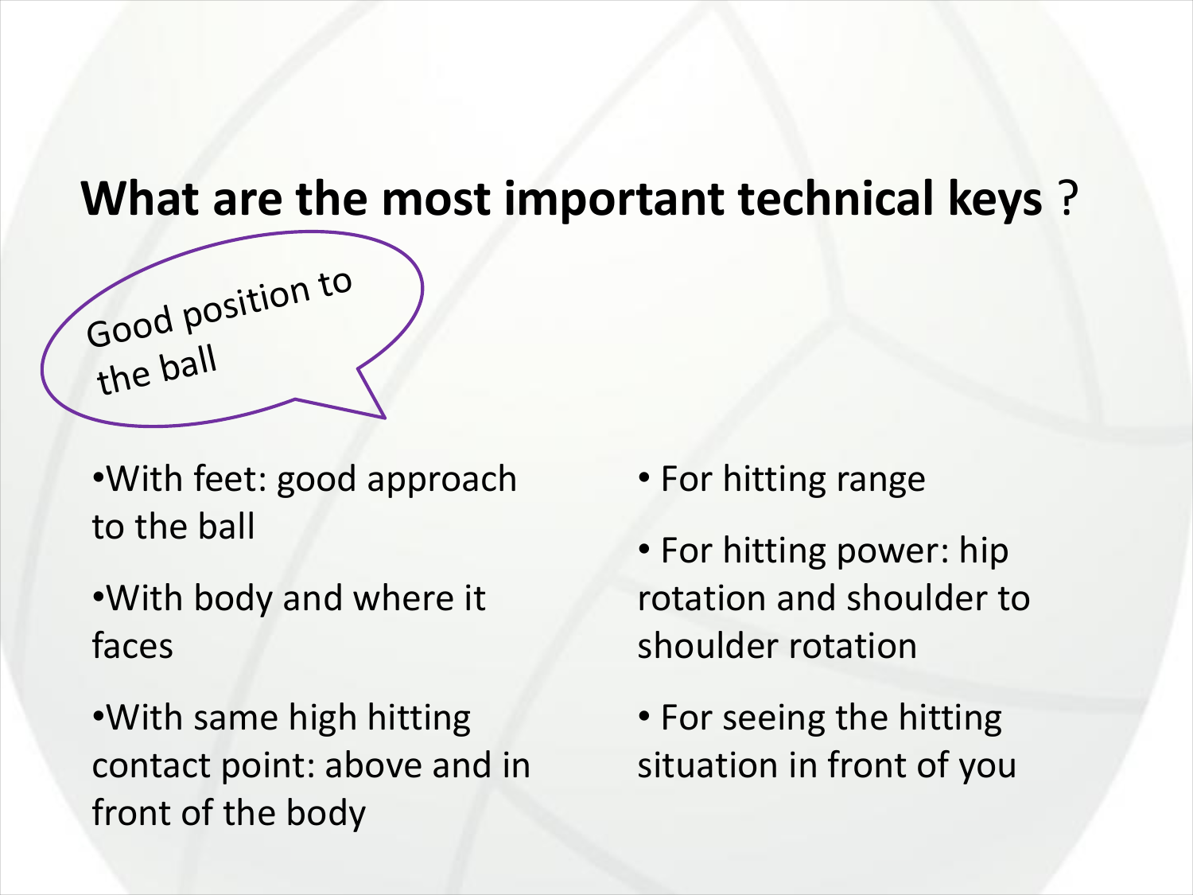# What are the most important technical keys ?

Good position to the ball

- With feet: good approach to the ball
- With body and where it faces
- With same high hitting contact point: above and in front of the body

- For hitting range
- For hitting power: hip rotation and shoulder to shoulder rotation
- For seeing the hitting situation in front of you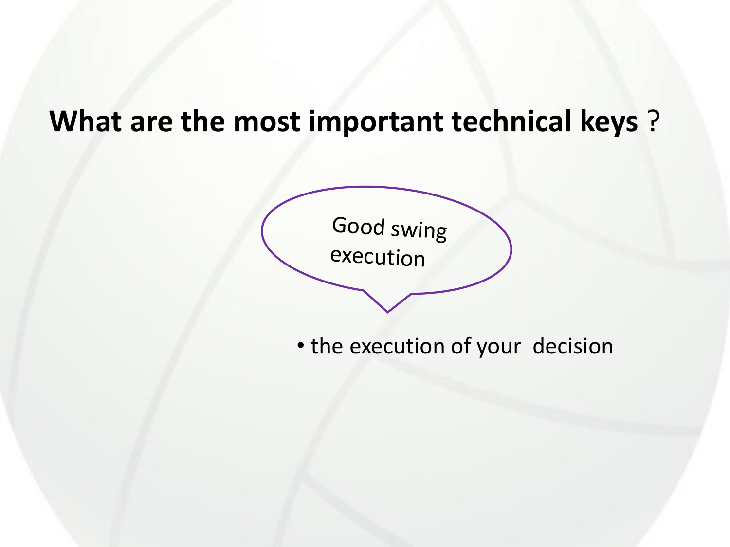# What are the most important technical keys ?

Good swing execution

- the execution of your decision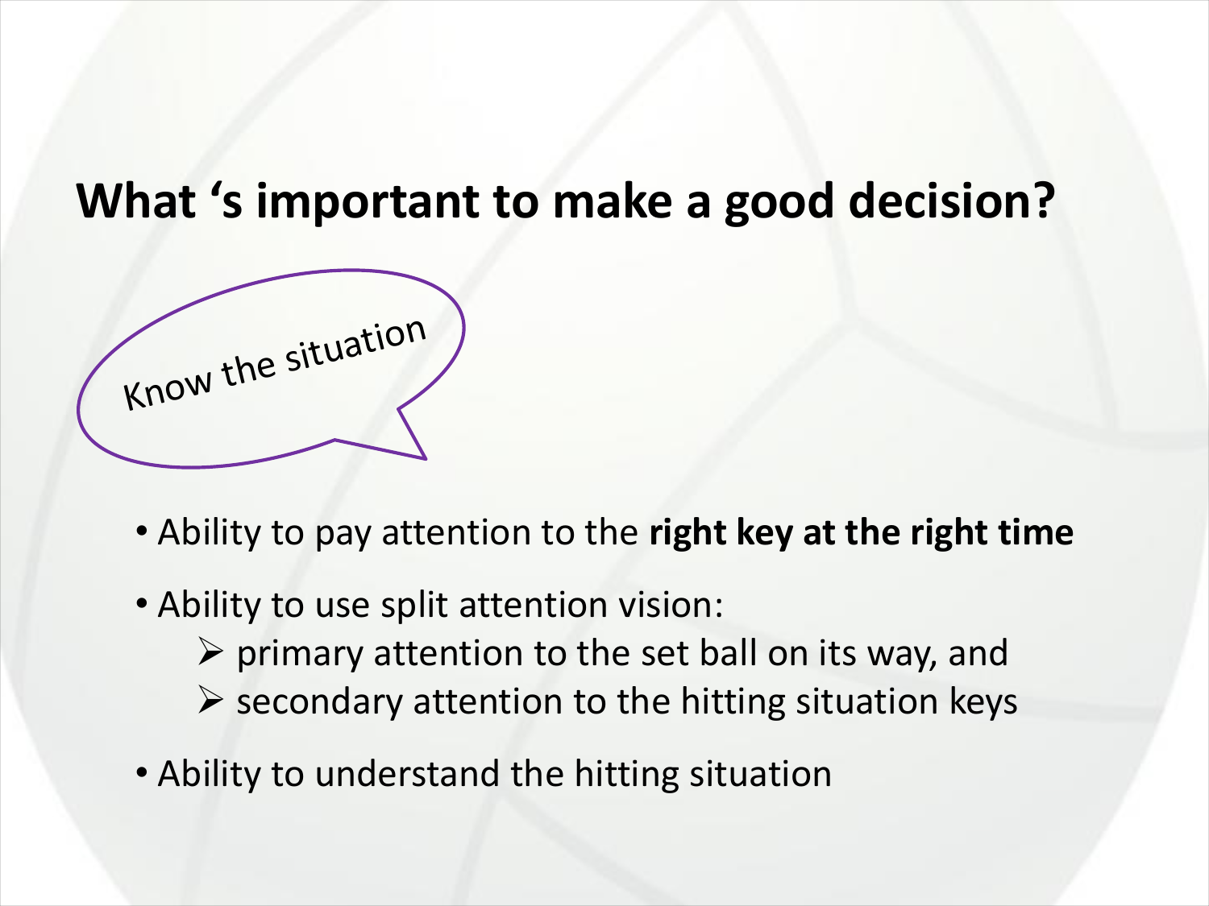# What 's important to make a good decision?

Know the situation

- Ability to pay attention to the **right key at the right time**
- Ability to use split attention vision:
  - primary attention to the set ball on its way, and
  - secondary attention to the hitting situation keys
- Ability to understand the hitting situation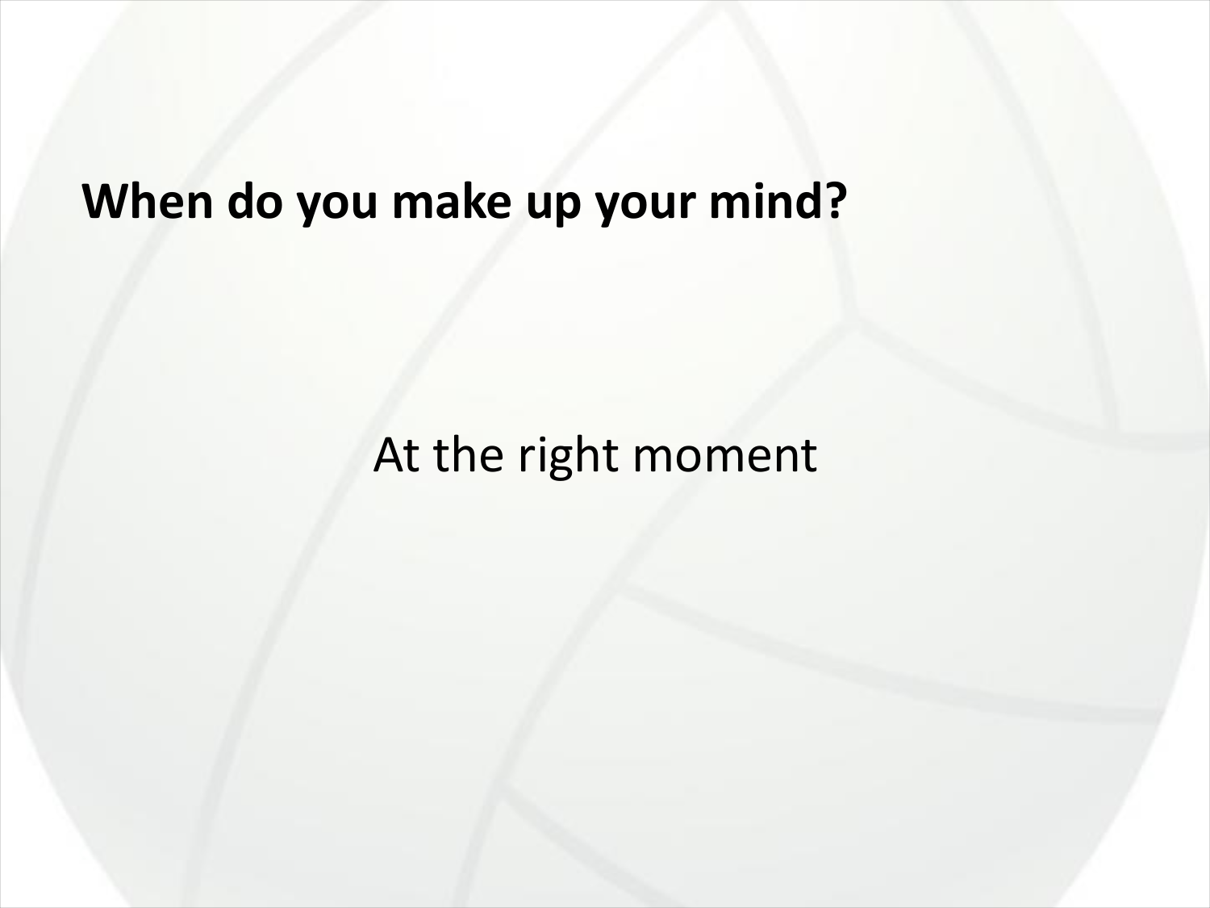**When do you make up your mind?**

At the right moment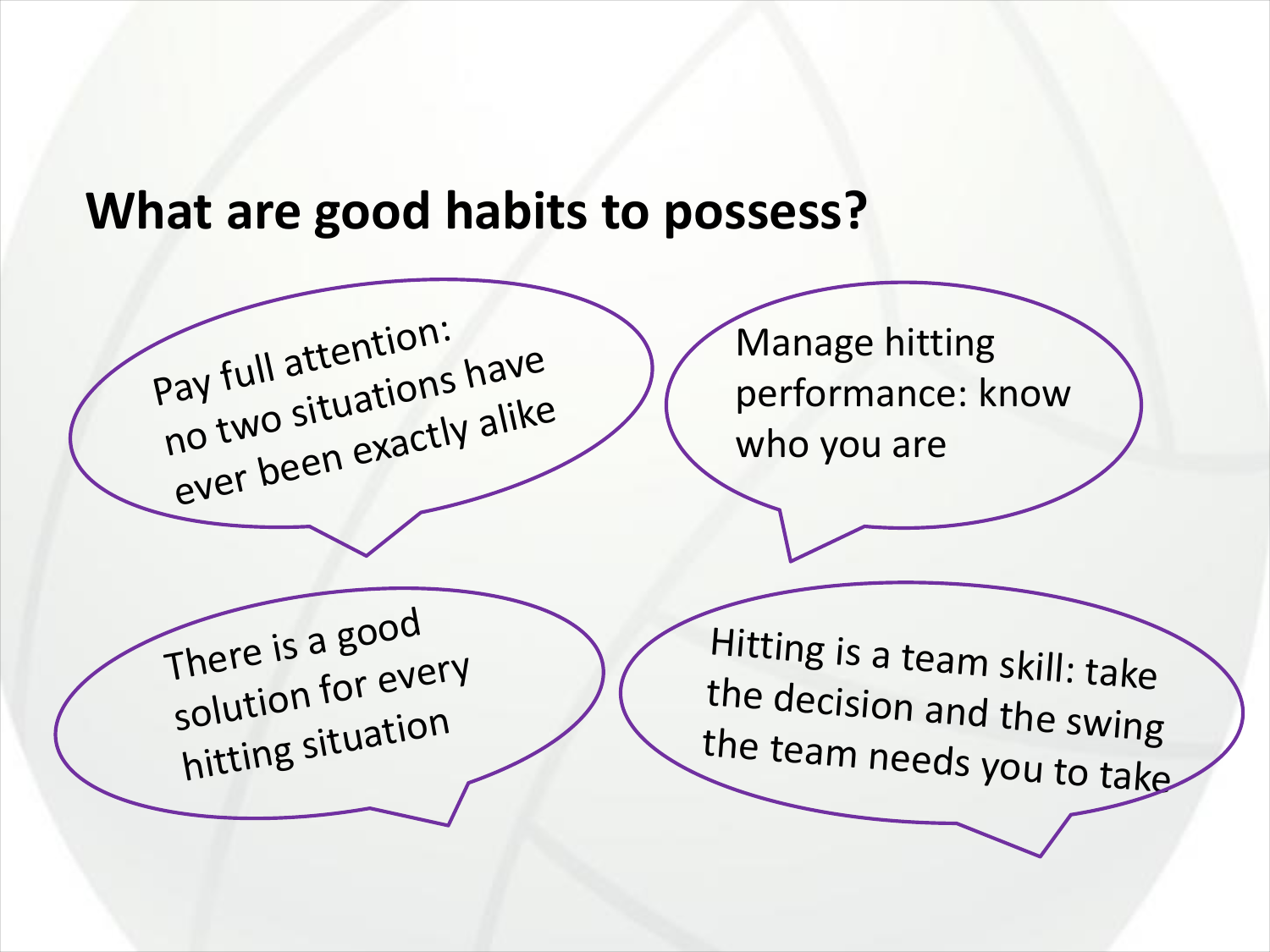## What are good habits to possess?

- Pay full attention: no two situations have ever been exactly alike
- Manage hitting performance: know who you are
- There is a good solution for every hitting situation
- Hitting is a team skill: take the decision and the swing the team needs you to take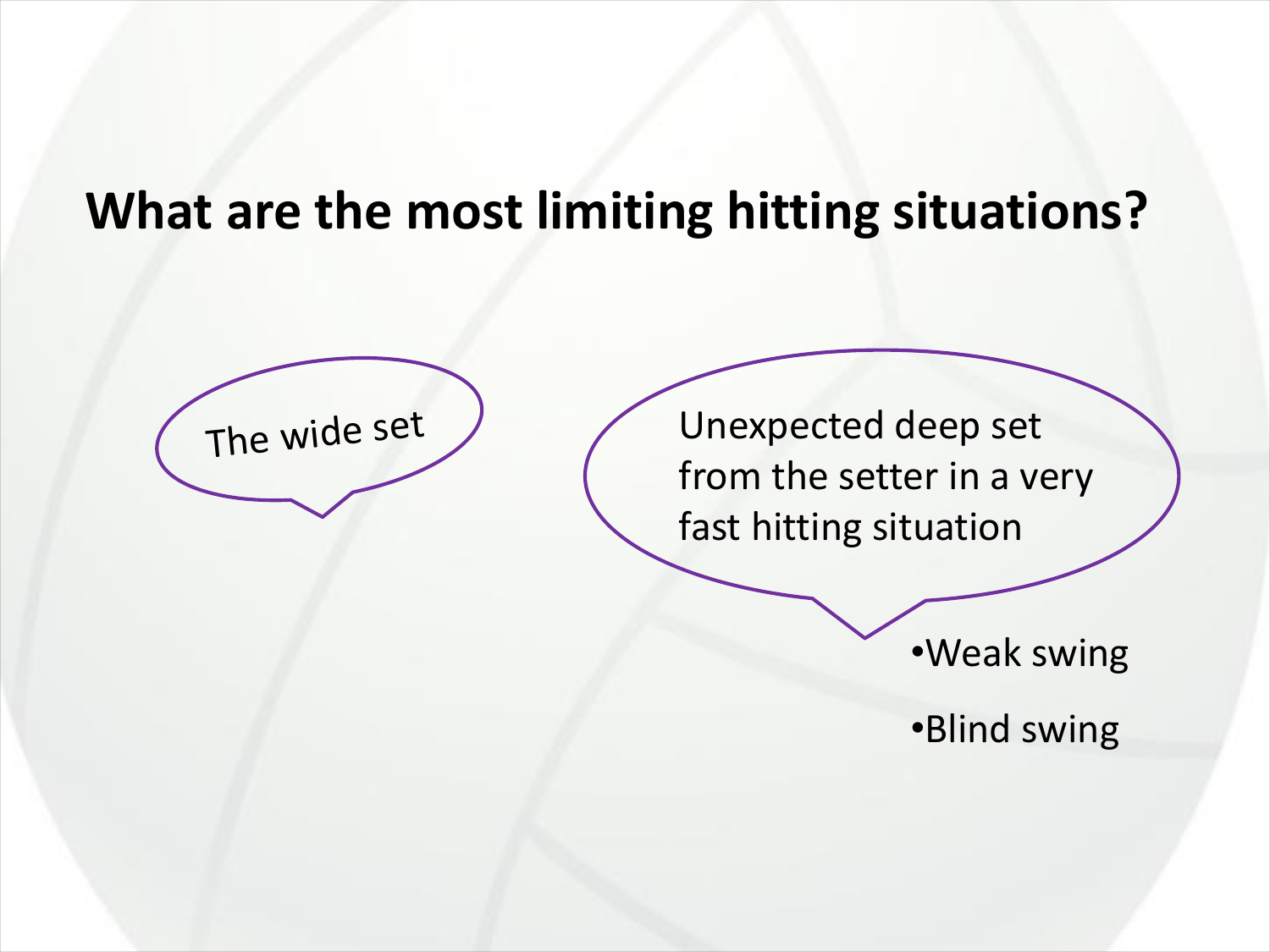# What are the most limiting hitting situations?

The wide set

Unexpected deep set from the setter in a very fast hitting situation

- Weak swing
- Blind swing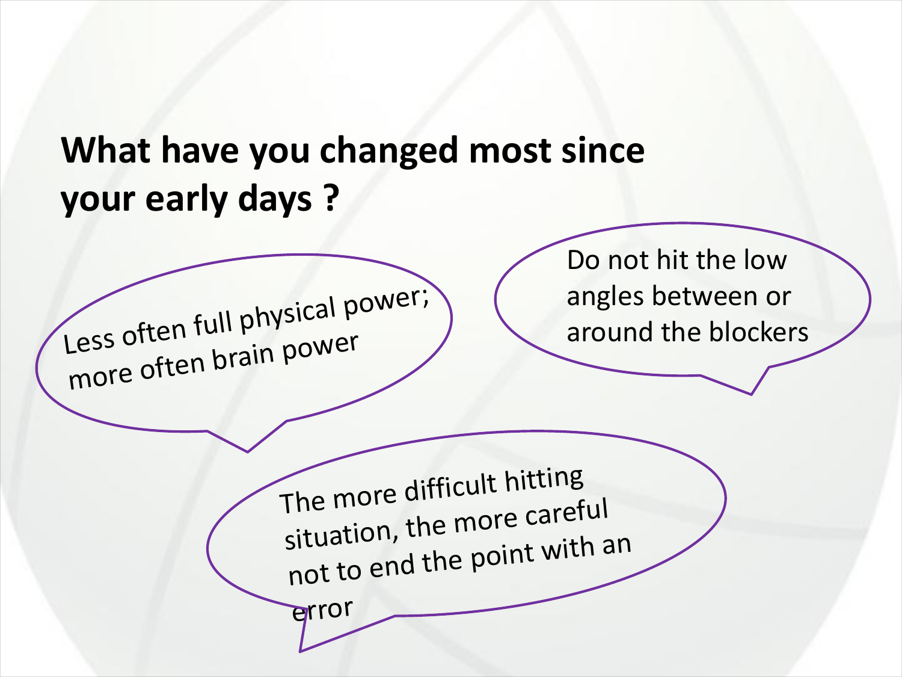## What have you changed most since your early days ?

Less often full physical power; more often brain power

Do not hit the low angles between or around the blockers

The more difficult hitting situation, the more careful not to end the point with an error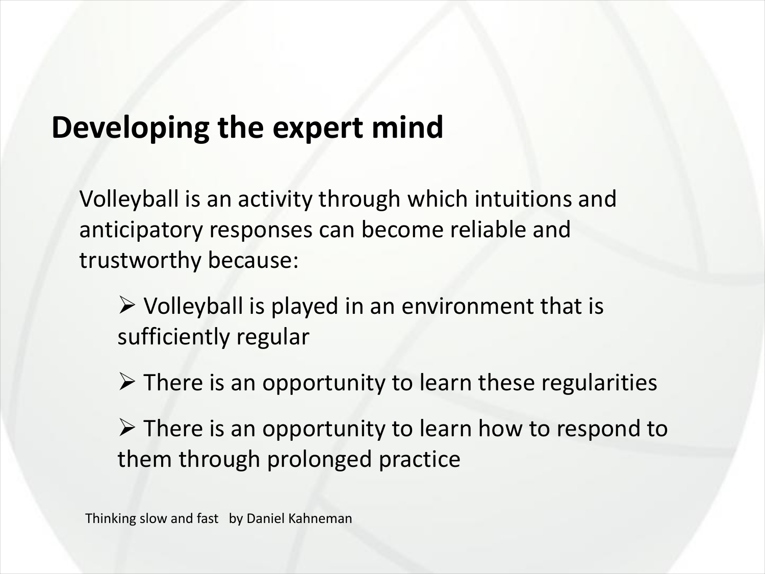# Developing the expert mind

Volleyball is an activity through which intuitions and anticipatory responses can become reliable and trustworthy because:

- Volleyball is played in an environment that is sufficiently regular
- There is an opportunity to learn these regularities
- There is an opportunity to learn how to respond to them through prolonged practice

Thinking slow and fast by Daniel Kahneman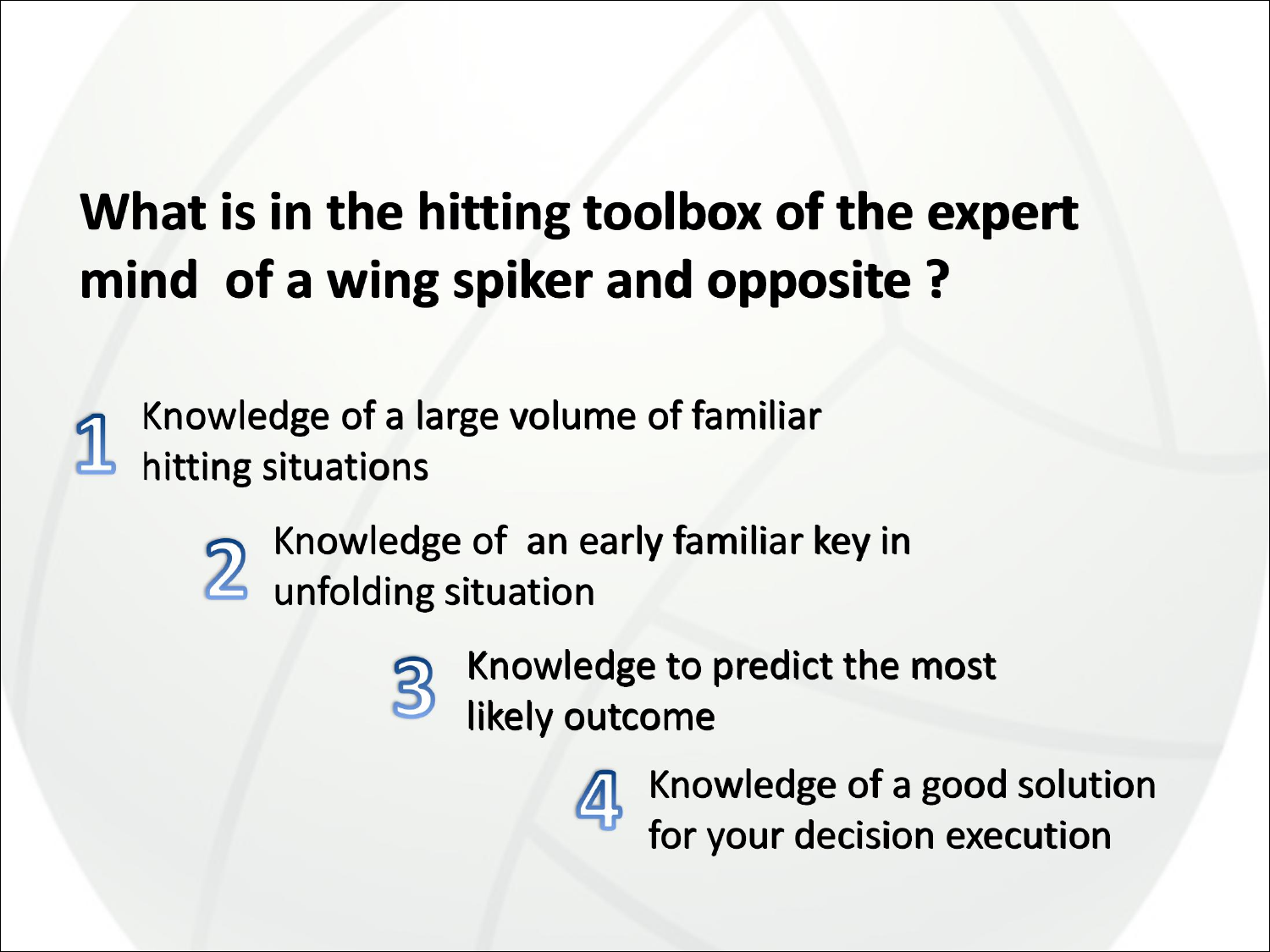# What is in the hitting toolbox of the expert mind of a wing spiker and opposite ?

1. Knowledge of a large volume of familiar hitting situations
2. Knowledge of an early familiar key in unfolding situation
3. Knowledge to predict the most likely outcome
4. Knowledge of a good solution for your decision execution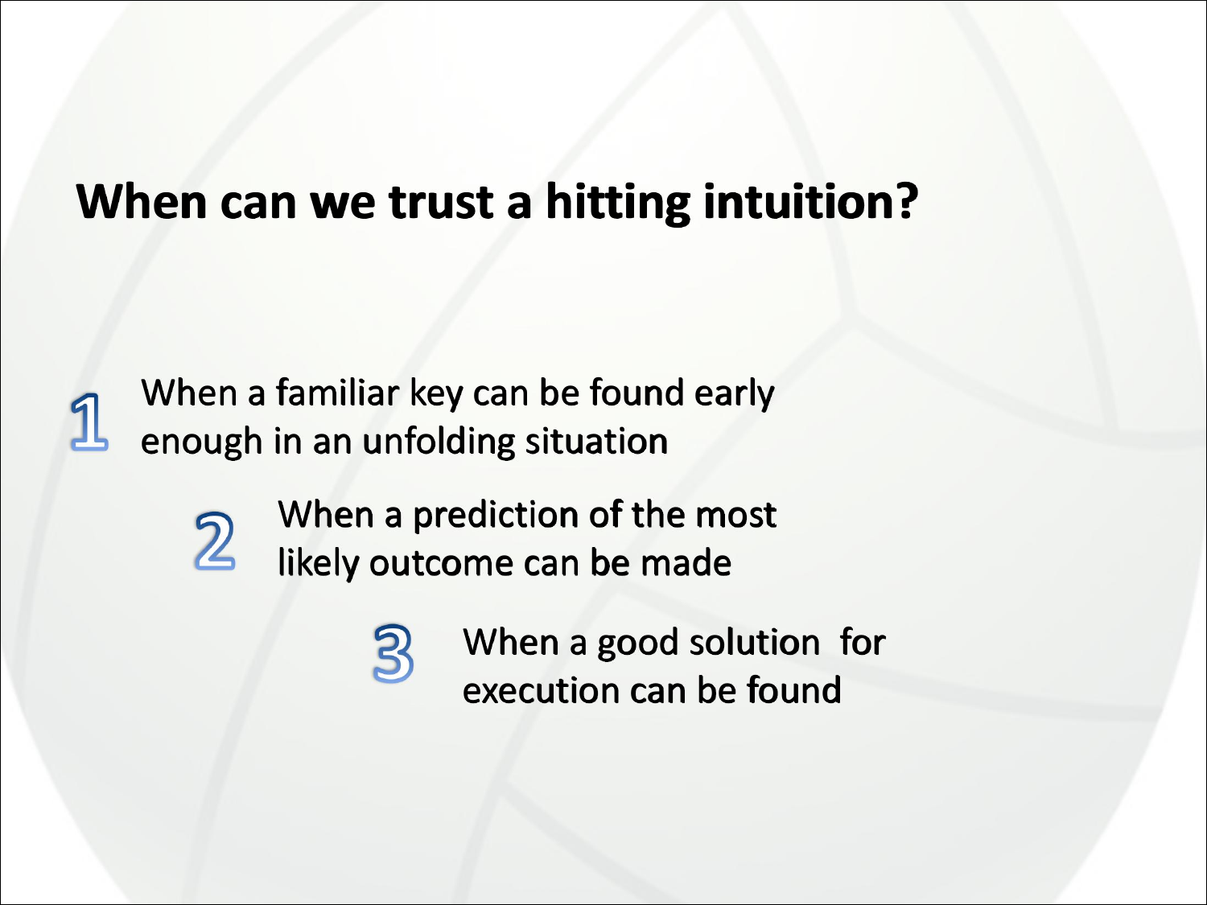# When can we trust a hitting intuition?

1. When a familiar key can be found early enough in an unfolding situation
2. When a prediction of the most likely outcome can be made
3. When a good solution for execution can be found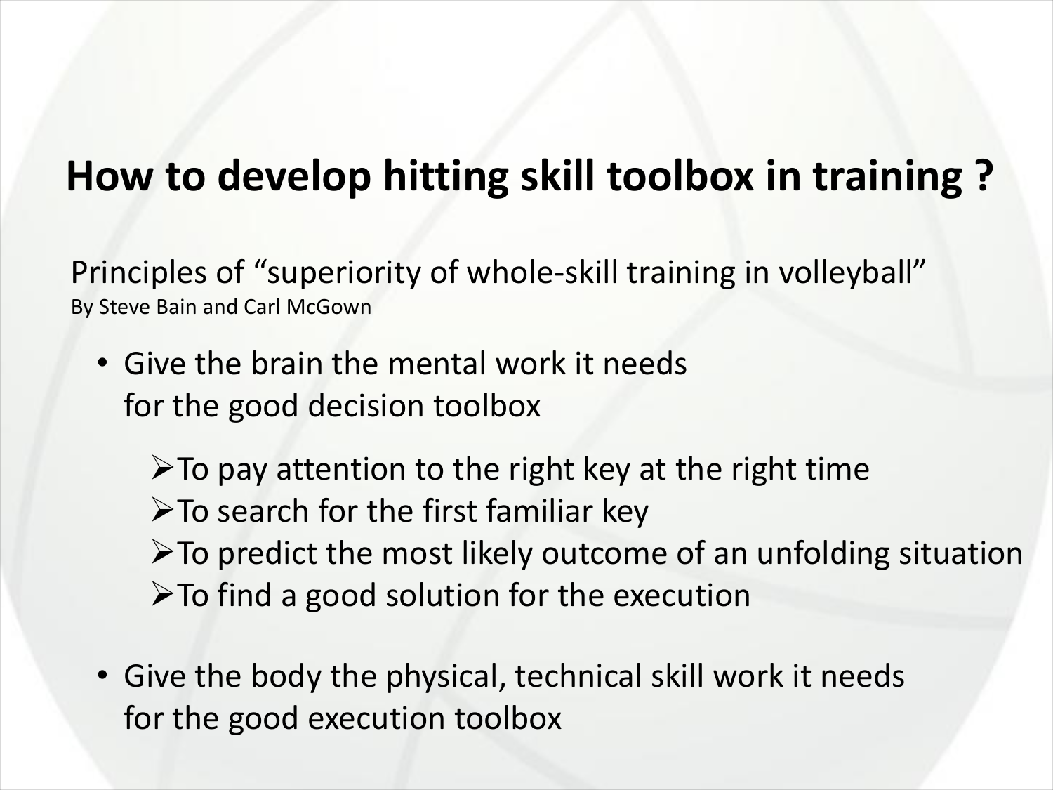# How to develop hitting skill toolbox in training ?

Principles of “superiority of whole-skill training in volleyball”
By Steve Bain and Carl McGown

- Give the brain the mental work it needs for the good decision toolbox
  - To pay attention to the right key at the right time
  - To search for the first familiar key
  - To predict the most likely outcome of an unfolding situation
  - To find a good solution for the execution
- Give the body the physical, technical skill work it needs for the good execution toolbox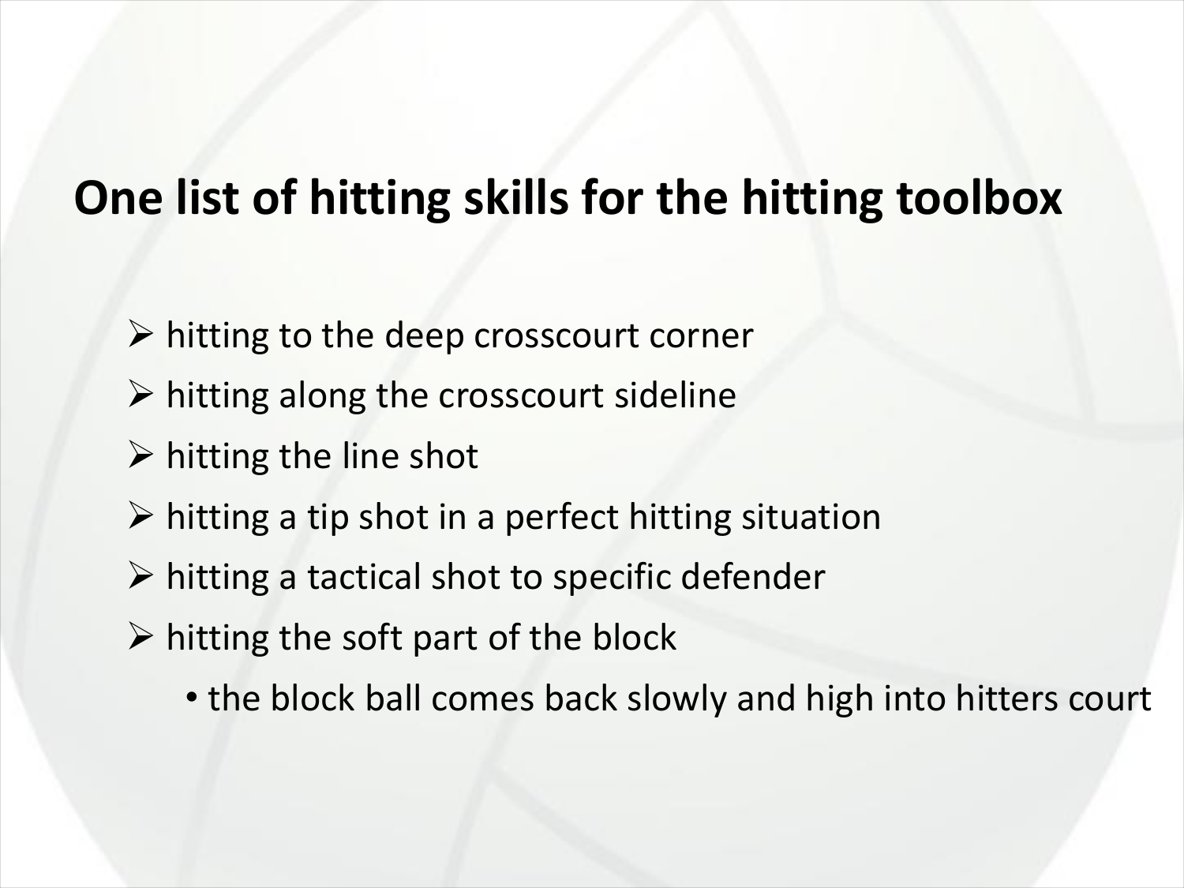# One list of hitting skills for the hitting toolbox

- hitting to the deep crosscourt corner
- hitting along the crosscourt sideline
- hitting the line shot
- hitting a tip shot in a perfect hitting situation
- hitting a tactical shot to specific defender
- hitting the soft part of the block
  - the block ball comes back slowly and high into hitters court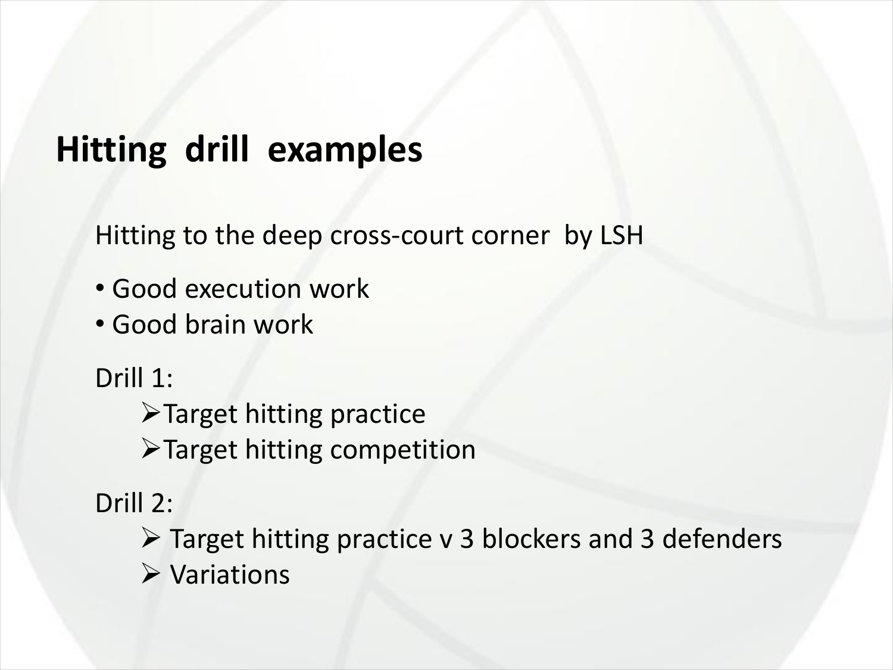# Hitting drill examples

Hitting to the deep cross-court corner by LSH

- Good execution work
- Good brain work

Drill 1:

- Target hitting practice
- Target hitting competition

Drill 2:

- Target hitting practice v 3 blockers and 3 defenders
- Variations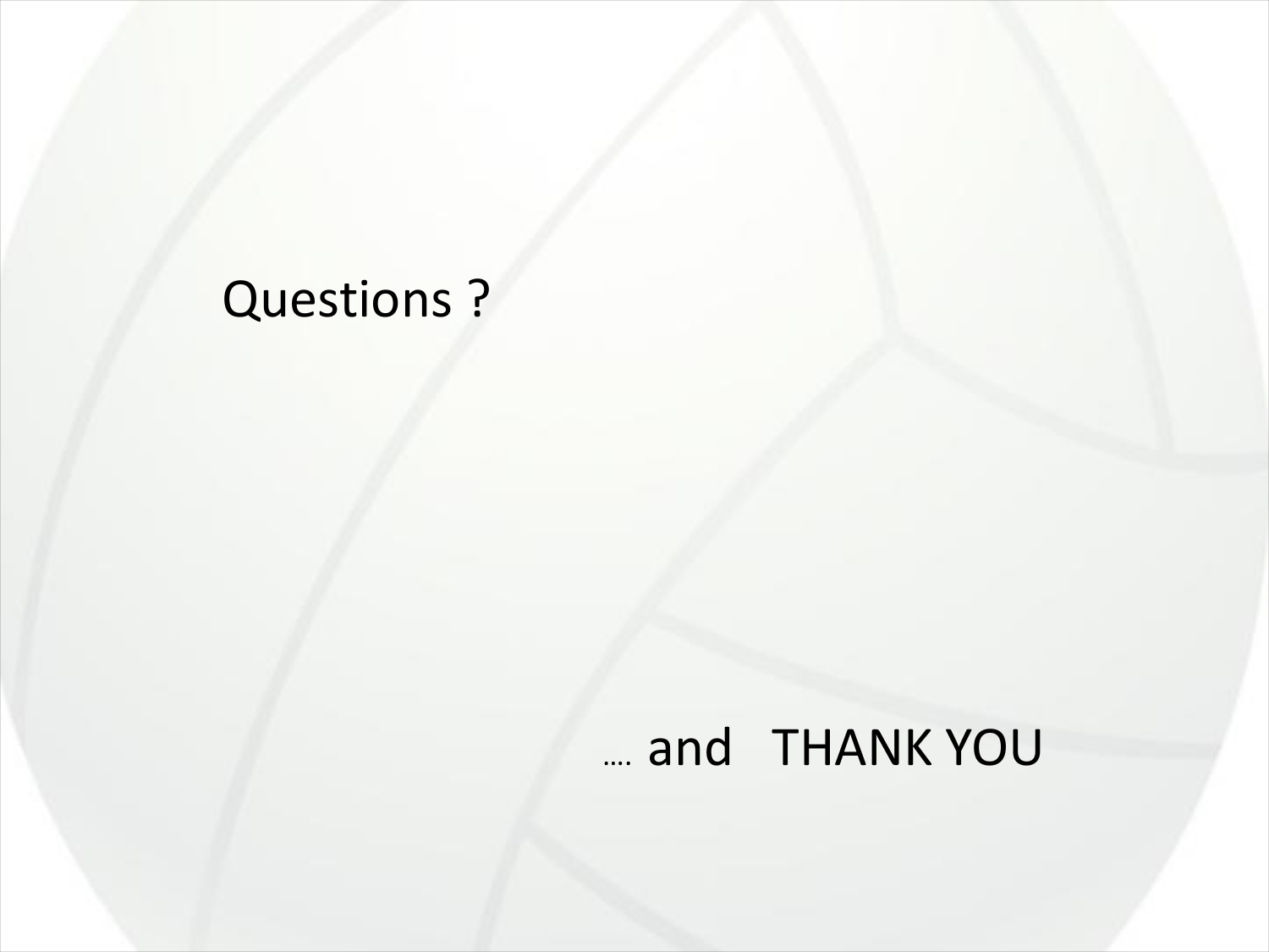Questions ?

.... and THANK YOU